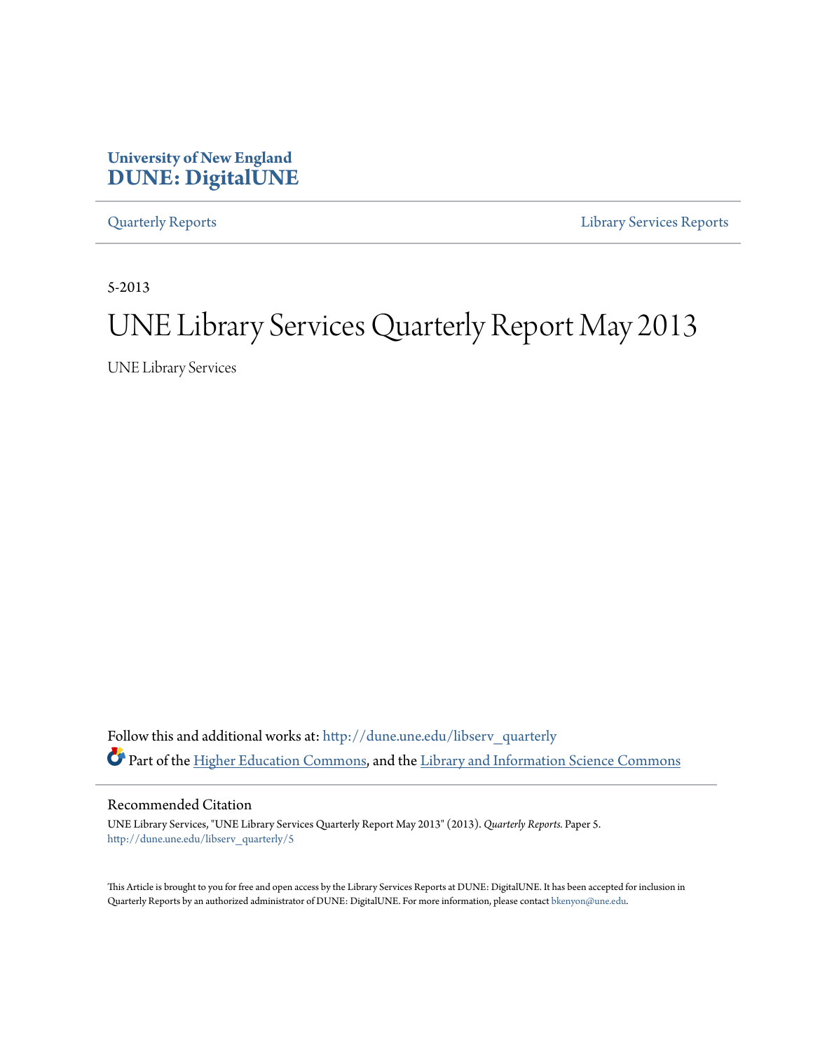**University of New England**
**DUNE: DigitalUNE**

Quarterly Reports | Library Services Reports

5-2013

# UNE Library Services Quarterly Report May 2013

UNE Library Services

Follow this and additional works at: http://dune.une.edu/libserv_quarterly

Part of the Higher Education Commons, and the Library and Information Science Commons

## Recommended Citation

UNE Library Services, "UNE Library Services Quarterly Report May 2013" (2013). *Quarterly Reports.* Paper 5.
http://dune.une.edu/libserv_quarterly/5

This Article is brought to you for free and open access by the Library Services Reports at DUNE: DigitalUNE. It has been accepted for inclusion in Quarterly Reports by an authorized administrator of DUNE: DigitalUNE. For more information, please contact bkenyon@une.edu.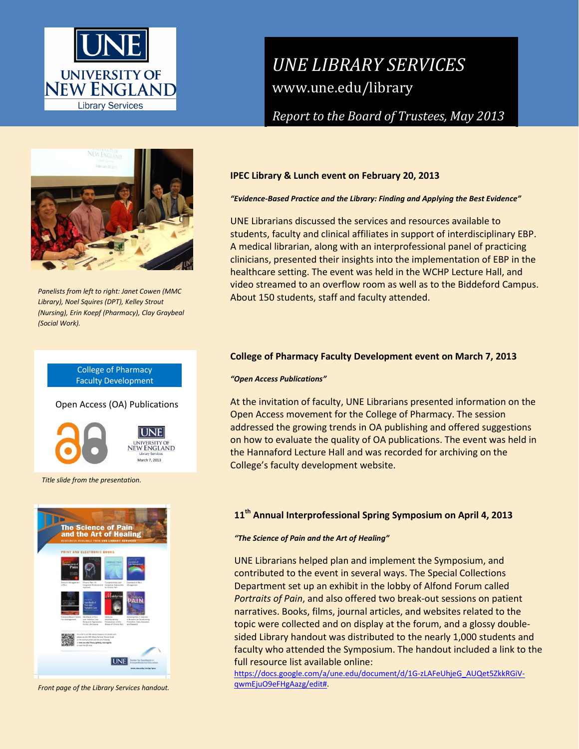# UNE LIBRARY SERVICES

www.une.edu/library

*Report to the Board of Trustees, May 2013*

## IPEC Library & Lunch event on February 20, 2013

***"Evidence-Based Practice and the Library: Finding and Applying the Best Evidence"***

UNE Librarians discussed the services and resources available to students, faculty and clinical affiliates in support of interdisciplinary EBP. A medical librarian, along with an interprofessional panel of practicing clinicians, presented their insights into the implementation of EBP in the healthcare setting. The event was held in the WCHP Lecture Hall, and video streamed to an overflow room as well as to the Biddeford Campus. About 150 students, staff and faculty attended.

*Panelists from left to right: Janet Cowen (MMC Library), Noel Squires (DPT), Kelley Strout (Nursing), Erin Koepf (Pharmacy), Clay Graybeal (Social Work).*

## College of Pharmacy Faculty Development event on March 7, 2013

***"Open Access Publications"***

At the invitation of faculty, UNE Librarians presented information on the Open Access movement for the College of Pharmacy. The session addressed the growing trends in OA publishing and offered suggestions on how to evaluate the quality of OA publications. The event was held in the Hannaford Lecture Hall and was recorded for archiving on the College's faculty development website.

*Title slide from the presentation.*

## 11th Annual Interprofessional Spring Symposium on April 4, 2013

***"The Science of Pain and the Art of Healing"***

UNE Librarians helped plan and implement the Symposium, and contributed to the event in several ways. The Special Collections Department set up an exhibit in the lobby of Alfond Forum called *Portraits of Pain*, and also offered two break-out sessions on patient narratives. Books, films, journal articles, and websites related to the topic were collected and on display at the forum, and a glossy double-sided Library handout was distributed to the nearly 1,000 students and faculty who attended the Symposium. The handout included a link to the full resource list available online: https://docs.google.com/a/une.edu/document/d/1G-zLAFeUhjeG_AUQet5ZkkRGiV-qwmEjuO9eFHgAazg/edit#.

*Front page of the Library Services handout.*